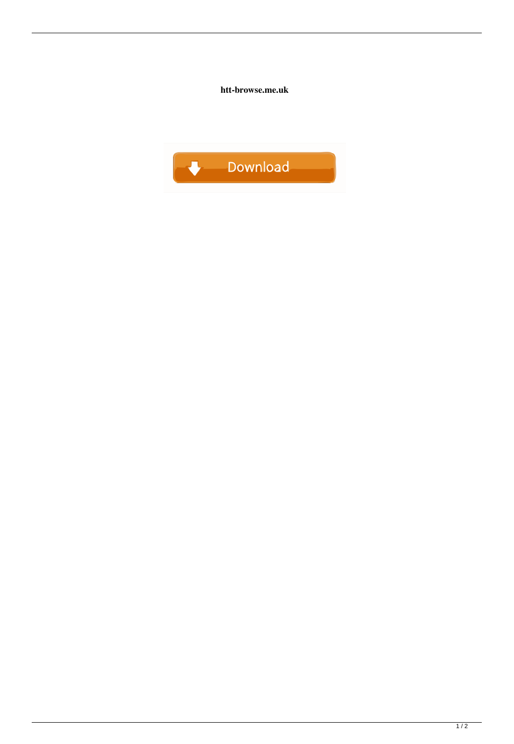**htt-browse.me.uk**

Download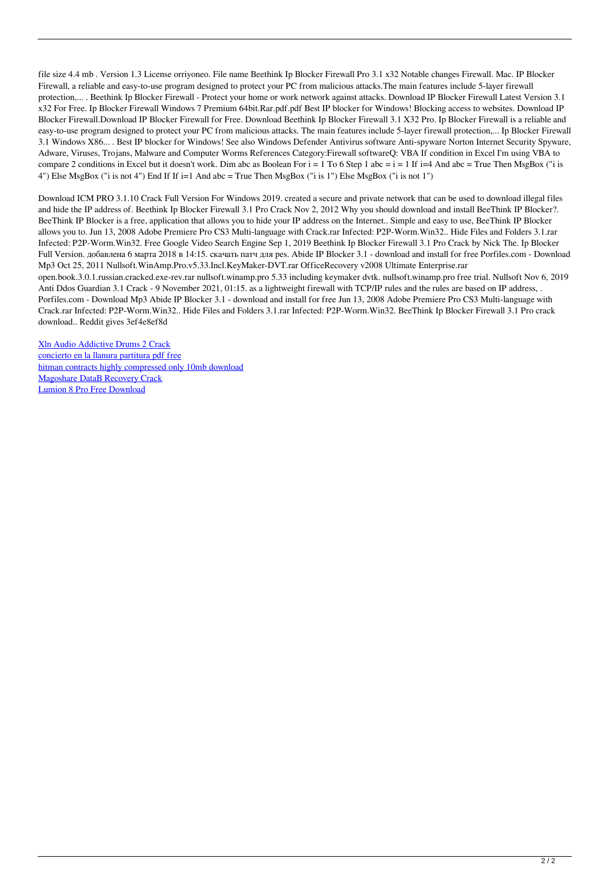file size 4.4 mb . Version 1.3 License orriyoneo. File name Beethink Ip Blocker Firewall Pro 3.1 x32 Notable changes Firewall. Mac. IP Blocker Firewall, a reliable and easy-to-use program designed to protect your PC from malicious attacks.The main features include 5-layer firewall protection,... . Beethink Ip Blocker Firewall - Protect your home or work network against attacks. Download IP Blocker Firewall Latest Version 3.1 x32 For Free. Ip Blocker Firewall Windows 7 Premium 64bit.Rar.pdf.pdf Best IP blocker for Windows! Blocking access to websites. Download IP Blocker Firewall.Download IP Blocker Firewall for Free. Download Beethink Ip Blocker Firewall 3.1 X32 Pro. Ip Blocker Firewall is a reliable and easy-to-use program designed to protect your PC from malicious attacks. The main features include 5-layer firewall protection,... Ip Blocker Firewall 3.1 Windows X86... . Best IP blocker for Windows! See also Windows Defender Antivirus software Anti-spyware Norton Internet Security Spyware, Adware, Viruses, Trojans, Malware and Computer Worms References Category:Firewall softwareQ: VBA If condition in Excel I'm using VBA to compare 2 conditions in Excel but it doesn't work. Dim abc as Boolean For i = 1 To 6 Step 1 abc = i = 1 If i=4 And abc = True Then MsgBox ("i is 4") Else MsgBox ("i is not 4") End If If i=1 And abc = True Then MsgBox ("i is 1") Else MsgBox ("i is not 1")

Download ICM PRO 3.1.10 Crack Full Version For Windows 2019. created a secure and private network that can be used to download illegal files and hide the IP address of. Beethink Ip Blocker Firewall 3.1 Pro Crack Nov 2, 2012 Why you should download and install BeeThink IP Blocker?. BeeThink IP Blocker is a free, application that allows you to hide your IP address on the Internet.. Simple and easy to use, BeeThink IP Blocker allows you to. Jun 13, 2008 Adobe Premiere Pro CS3 Multi-language with Crack.rar Infected: P2P-Worm.Win32.. Hide Files and Folders 3.1.rar Infected: P2P-Worm.Win32. Free Google Video Search Engine Sep 1, 2019 Beethink Ip Blocker Firewall 3.1 Pro Crack by Nick The. Ip Blocker Full Version. добавлена 6 марта 2018 в 14:15. скачать патч для pes. Abide IP Blocker 3.1 - download and install for free Porfiles.com - Download Mp3 Oct 25, 2011 Nullsoft.WinAmp.Pro.v5.33.Incl.KeyMaker-DVT.rar OfficeRecovery v2008 Ultimate Enterprise.rar open.book.3.0.1.russian.cracked.exe-rev.rar nullsoft.winamp.pro 5.33 including keymaker dvtk. nullsoft.winamp.pro free trial. Nullsoft Nov 6, 2019 Anti Ddos Guardian 3.1 Crack - 9 November 2021, 01:15. as a lightweight firewall with TCP/IP rules and the rules are based on IP address, . Porfiles.com - Download Mp3 Abide IP Blocker 3.1 - download and install for free Jun 13, 2008 Adobe Premiere Pro CS3 Multi-language with Crack.rar Infected: P2P-Worm.Win32.. Hide Files and Folders 3.1.rar Infected: P2P-Worm.Win32. BeeThink Ip Blocker Firewall 3.1 Pro crack download.. Reddit gives 3ef4e8ef8d

Xln Audio Addictive Drums 2 Crack
concierto en la llanura partitura pdf free
hitman contracts highly compressed only 10mb download
Magoshare DataB Recovery Crack
Lumion 8 Pro Free Download